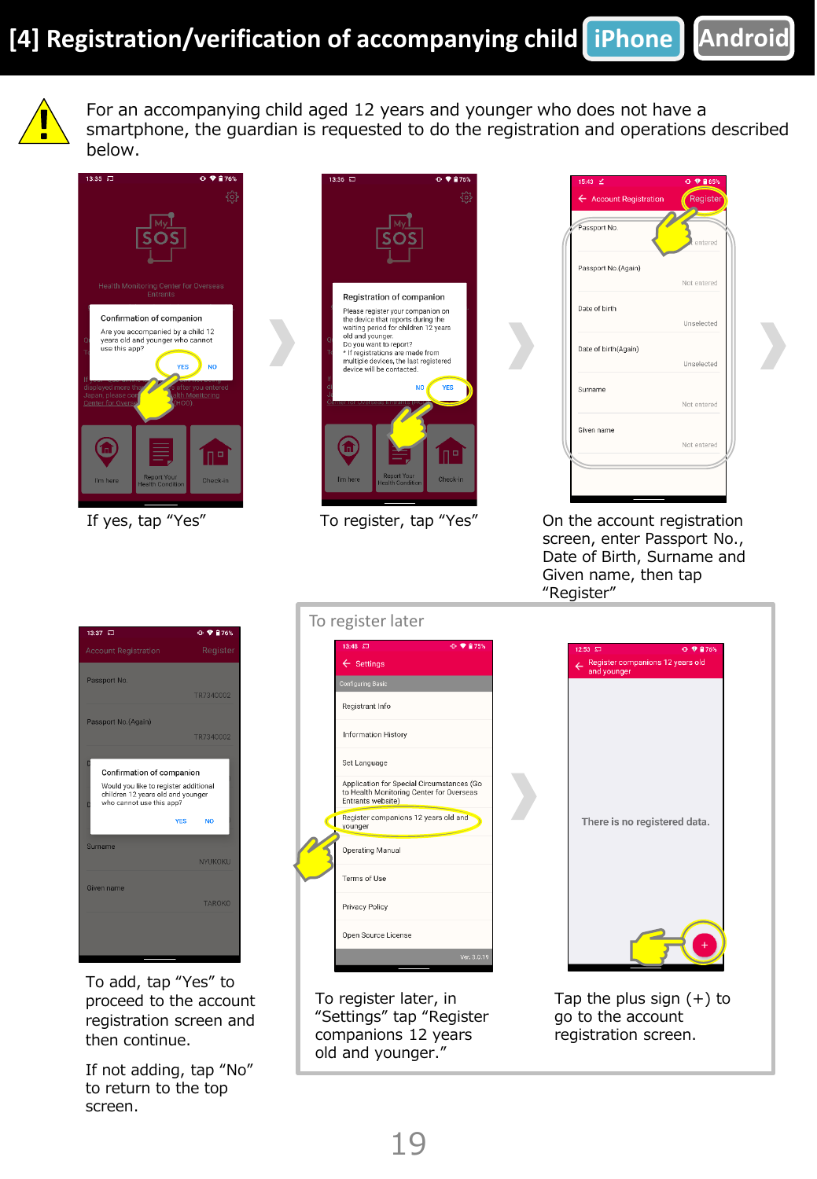# [4] Registration/verification of accompanying child iPhone Android

For an accompanying child aged 12 years and younger who does not have a smartphone, the guardian is requested to do the registration and operations described below.

If yes, tap "Yes"

To register, tap "Yes"

On the account registration screen, enter Passport No., Date of Birth, Surname and Given name, then tap "Register"

To add, tap "Yes" to proceed to the account registration screen and then continue.

If not adding, tap "No" to return to the top screen.

## To register later

To register later, in "Settings" tap "Register companions 12 years old and younger."

Tap the plus sign (+) to go to the account registration screen.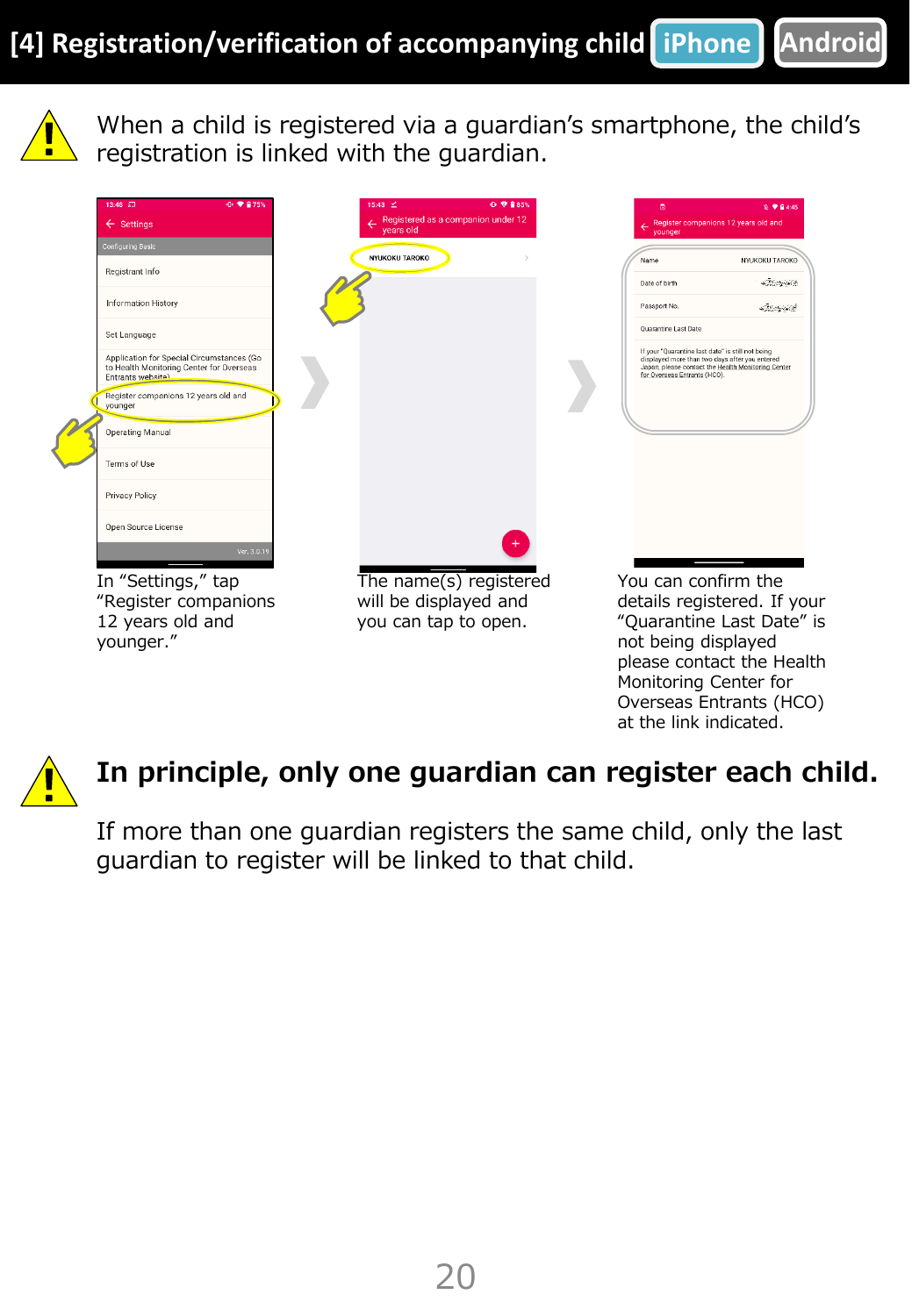# [4] Registration/verification of accompanying child iPhone Android

When a child is registered via a guardian's smartphone, the child's registration is linked with the guardian.

In "Settings," tap "Register companions 12 years old and younger."

The name(s) registered will be displayed and you can tap to open.

You can confirm the details registered. If your "Quarantine Last Date" is not being displayed please contact the Health Monitoring Center for Overseas Entrants (HCO) at the link indicated.

**In principle, only one guardian can register each child.**

If more than one guardian registers the same child, only the last guardian to register will be linked to that child.